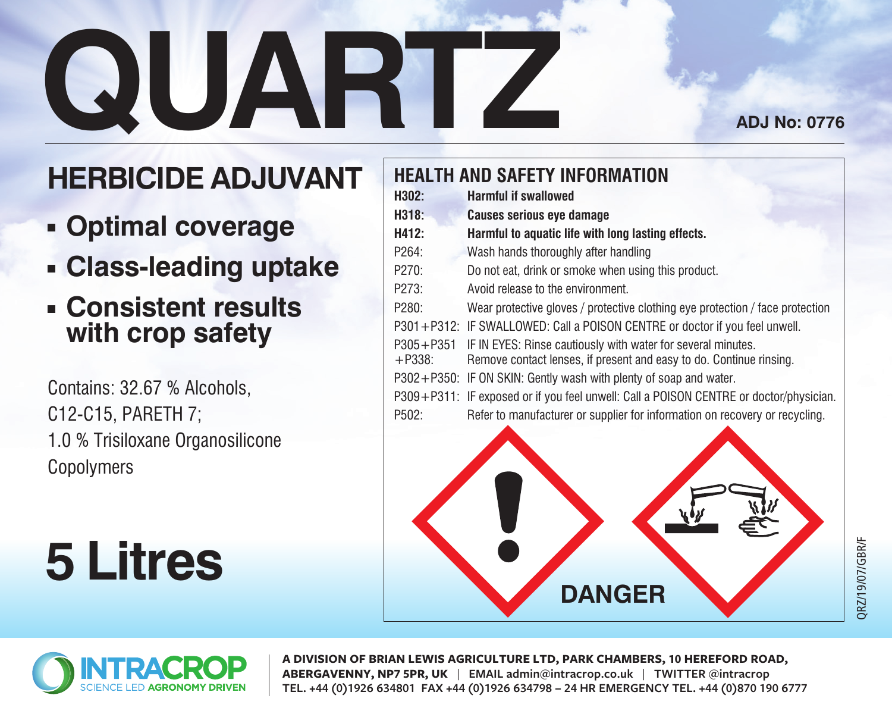# QUARTZ

**ADJ No: 0776**

## HERBICIDE ADJUVANT

- **Optimal coverage**
- **Class-leading uptake**
- **Consistent results with crop safety**

Contains: 32.67 % Alcohols, C12-C15, PARETH 7;
1.0 % Trisiloxane Organosilicone Copolymers

# 5 Litres

## HEALTH AND SAFETY INFORMATION

| | |
|---|---|
| **H302:** | **Harmful if swallowed** |
| **H318:** | **Causes serious eye damage** |
| **H412:** | **Harmful to aquatic life with long lasting effects.** |
| P264: | Wash hands thoroughly after handling |
| P270: | Do not eat, drink or smoke when using this product. |
| P273: | Avoid release to the environment. |
| P280: | Wear protective gloves / protective clothing eye protection / face protection |
| P301+P312: | IF SWALLOWED: Call a POISON CENTRE or doctor if you feel unwell. |
| P305+P351 +P338: | IF IN EYES: Rinse cautiously with water for several minutes. Remove contact lenses, if present and easy to do. Continue rinsing. |
| P302+P350: | IF ON SKIN: Gently wash with plenty of soap and water. |
| P309+P311: | IF exposed or if you feel unwell: Call a POISON CENTRE or doctor/physician. |
| P502: | Refer to manufacturer or supplier for information on recovery or recycling. |

**DANGER**

QRZ/19/07/GBR/F

INTRACROP
SCIENCE LED AGRONOMY DRIVEN

**A DIVISION OF BRIAN LEWIS AGRICULTURE LTD, PARK CHAMBERS, 10 HEREFORD ROAD, ABERGAVENNY, NP7 5PR, UK | EMAIL admin@intracrop.co.uk | TWITTER @intracrop**
**TEL. +44 (0)1926 634801 FAX +44 (0)1926 634798 – 24 HR EMERGENCY TEL. +44 (0)870 190 6777**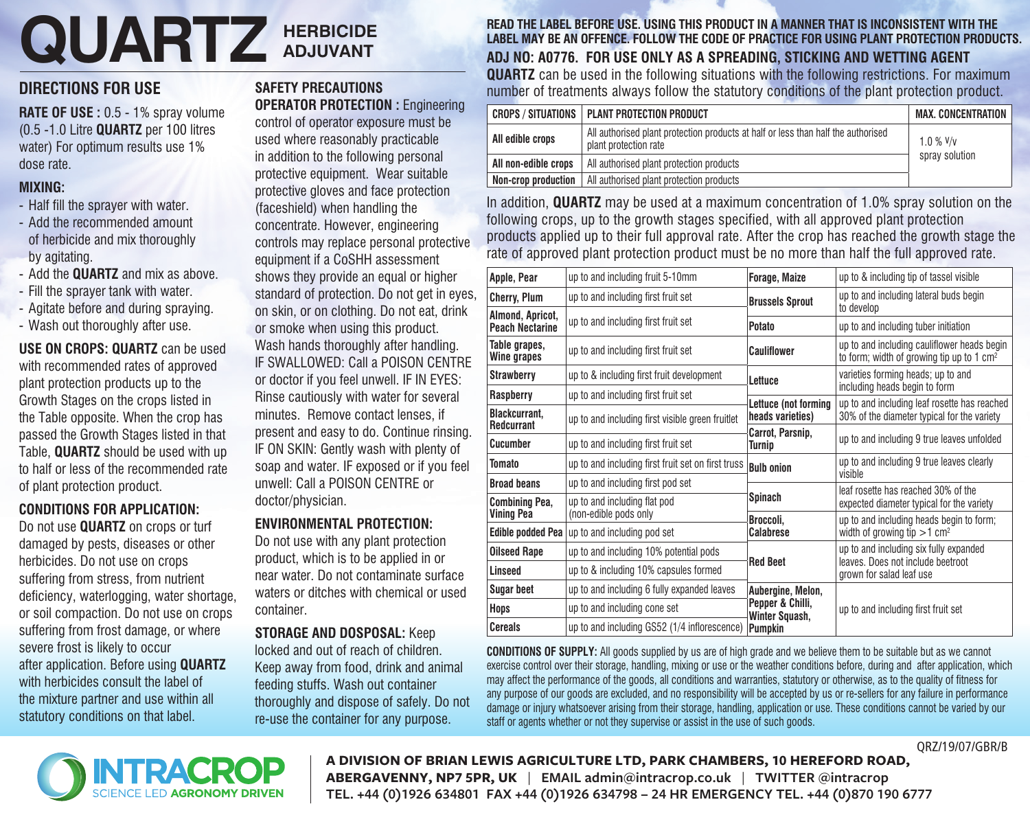# QUARTZ HERBICIDE ADJUVANT

## DIRECTIONS FOR USE

**RATE OF USE :** 0.5 - 1% spray volume (0.5 -1.0 Litre **QUARTZ** per 100 litres water) For optimum results use 1% dose rate.

### MIXING:

- Half fill the sprayer with water.
- Add the recommended amount of herbicide and mix thoroughly by agitating.
- Add the **QUARTZ** and mix as above.
- Fill the sprayer tank with water.
- Agitate before and during spraying.
- Wash out thoroughly after use.

**USE ON CROPS: QUARTZ** can be used with recommended rates of approved plant protection products up to the Growth Stages on the crops listed in the Table opposite. When the crop has passed the Growth Stages listed in that Table, **QUARTZ** should be used with up to half or less of the recommended rate of plant protection product.

### CONDITIONS FOR APPLICATION:

Do not use **QUARTZ** on crops or turf damaged by pests, diseases or other herbicides. Do not use on crops suffering from stress, from nutrient deficiency, waterlogging, water shortage, or soil compaction. Do not use on crops suffering from frost damage, or where severe frost is likely to occur after application. Before using **QUARTZ** with herbicides consult the label of the mixture partner and use within all statutory conditions on that label.

## SAFETY PRECAUTIONS

**OPERATOR PROTECTION :** Engineering control of operator exposure must be used where reasonably practicable in addition to the following personal protective equipment. Wear suitable protective gloves and face protection (faceshield) when handling the concentrate. However, engineering controls may replace personal protective equipment if a CoSHH assessment shows they provide an equal or higher standard of protection. Do not get in eyes, on skin, or on clothing. Do not eat, drink or smoke when using this product. Wash hands thoroughly after handling. IF SWALLOWED: Call a POISON CENTRE or doctor if you feel unwell. IF IN EYES: Rinse cautiously with water for several minutes. Remove contact lenses, if present and easy to do. Continue rinsing. IF ON SKIN: Gently wash with plenty of soap and water. IF exposed or if you feel unwell: Call a POISON CENTRE or doctor/physician.

### ENVIRONMENTAL PROTECTION:

Do not use with any plant protection product, which is to be applied in or near water. Do not contaminate surface waters or ditches with chemical or used container.

### STORAGE AND DOSPOSAL:

Keep locked and out of reach of children. Keep away from food, drink and animal feeding stuffs. Wash out container thoroughly and dispose of safely. Do not re-use the container for any purpose.

**READ THE LABEL BEFORE USE. USING THIS PRODUCT IN A MANNER THAT IS INCONSISTENT WITH THE LABEL MAY BE AN OFFENCE. FOLLOW THE CODE OF PRACTICE FOR USING PLANT PROTECTION PRODUCTS.**

**ADJ NO: A0776. FOR USE ONLY AS A SPREADING, STICKING AND WETTING AGENT**

**QUARTZ** can be used in the following situations with the following restrictions. For maximum number of treatments always follow the statutory conditions of the plant protection product.

| CROPS / SITUATIONS | PLANT PROTECTION PRODUCT | MAX. CONCENTRATION |
|---|---|---|
| All edible crops | All authorised plant protection products at half or less than half the authorised plant protection rate | 1.0 % v/v spray solution |
| All non-edible crops | All authorised plant protection products | |
| Non-crop production | All authorised plant protection products | |

In addition, **QUARTZ** may be used at a maximum concentration of 1.0% spray solution on the following crops, up to the growth stages specified, with all approved plant protection products applied up to their full approval rate. After the crop has reached the growth stage the rate of approved plant protection product must be no more than half the full approved rate.

| | | | |
|---|---|---|---|
| Apple, Pear | up to and including fruit 5-10mm | Forage, Maize | up to & including tip of tassel visible |
| Cherry, Plum | up to and including first fruit set | Brussels Sprout | up to and including lateral buds begin to develop |
| Almond, Apricot, Peach Nectarine | up to and including first fruit set | Potato | up to and including tuber initiation |
| Table grapes, Wine grapes | up to and including first fruit set | Cauliflower | up to and including cauliflower heads begin to form; width of growing tip up to 1 cm² |
| Strawberry | up to & including first fruit development | Lettuce | varieties forming heads; up to and including heads begin to form |
| Raspberry | up to and including first fruit set | Lettuce (not forming heads varieties) | up to and including leaf rosette has reached 30% of the diameter typical for the variety |
| Blackcurrant, Redcurrant | up to and including first visible green fruitlet | Carrot, Parsnip, Turnip | up to and including 9 true leaves unfolded |
| Cucumber | up to and including first fruit set | Bulb onion | up to and including 9 true leaves clearly visible |
| Tomato | up to and including first fruit set on first truss | Spinach | leaf rosette has reached 30% of the expected diameter typical for the variety |
| Broad beans | up to and including first pod set | Broccoli, Calabrese | up to and including heads begin to form; width of growing tip >1 cm² |
| Combining Pea, Vining Pea | up to and including flat pod (non-edible pods only | Red Beet | up to and including six fully expanded leaves. Does not include beetroot grown for salad leaf use |
| Edible podded Pea | up to and including pod set | | |
| Oilseed Rape | up to and including 10% potential pods | | |
| Linseed | up to & including 10% capsules formed | | |
| Sugar beet | up to and including 6 fully expanded leaves | Aubergine, Melon, Pepper & Chilli, Winter Squash, Pumpkin | up to and including first fruit set |
| Hops | up to and including cone set | | |
| Cereals | up to and including GS52 (1/4 inflorescence) | | |

**CONDITIONS OF SUPPLY:** All goods supplied by us are of high grade and we believe them to be suitable but as we cannot exercise control over their storage, handling, mixing or use or the weather conditions before, during and after application, which may affect the performance of the goods, all conditions and warranties, statutory or otherwise, as to the quality of fitness for any purpose of our goods are excluded, and no responsibility will be accepted by us or re-sellers for any failure in performance damage or injury whatsoever arising from their storage, handling, application or use. These conditions cannot be varied by our staff or agents whether or not they supervise or assist in the use of such goods.

QRZ/19/07/GBR/B

INTRACROP — SCIENCE LED AGRONOMY DRIVEN

**A DIVISION OF BRIAN LEWIS AGRICULTURE LTD, PARK CHAMBERS, 10 HEREFORD ROAD, ABERGAVENNY, NP7 5PR, UK | EMAIL admin@intracrop.co.uk | TWITTER @intracrop**
**TEL. +44 (0)1926 634801 FAX +44 (0)1926 634798 – 24 HR EMERGENCY TEL. +44 (0)870 190 6777**